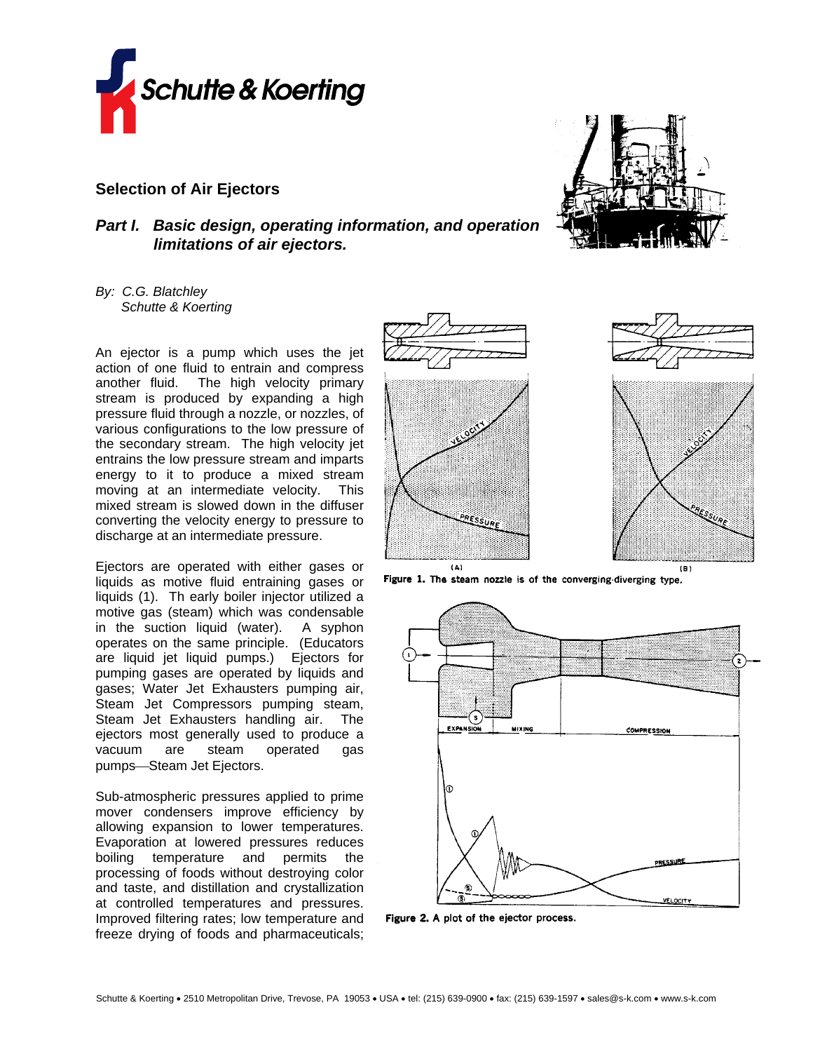# Selection of Air Ejectors

## *Part I. Basic design, operating information, and operation limitations of air ejectors.*

*By: C.G. Blatchley*
*Schutte & Koerting*

An ejector is a pump which uses the jet action of one fluid to entrain and compress another fluid. The high velocity primary stream is produced by expanding a high pressure fluid through a nozzle, or nozzles, of various configurations to the low pressure of the secondary stream. The high velocity jet entrains the low pressure stream and imparts energy to it to produce a mixed stream moving at an intermediate velocity. This mixed stream is slowed down in the diffuser converting the velocity energy to pressure to discharge at an intermediate pressure.

Ejectors are operated with either gases or liquids as motive fluid entraining gases or liquids (1). Th early boiler injector utilized a motive gas (steam) which was condensable in the suction liquid (water). A syphon operates on the same principle. (Educators are liquid jet liquid pumps.) Ejectors for pumping gases are operated by liquids and gases; Water Jet Exhausters pumping air, Steam Jet Compressors pumping steam, Steam Jet Exhausters handling air. The ejectors most generally used to produce a vacuum are steam operated gas pumps—Steam Jet Ejectors.

Sub-atmospheric pressures applied to prime mover condensers improve efficiency by allowing expansion to lower temperatures. Evaporation at lowered pressures reduces boiling temperature and permits the processing of foods without destroying color and taste, and distillation and crystallization at controlled temperatures and pressures. Improved filtering rates; low temperature and freeze drying of foods and pharmaceuticals;

**Figure 1.** The steam nozzle is of the converging-diverging type.

**Figure 2.** A plot of the ejector process.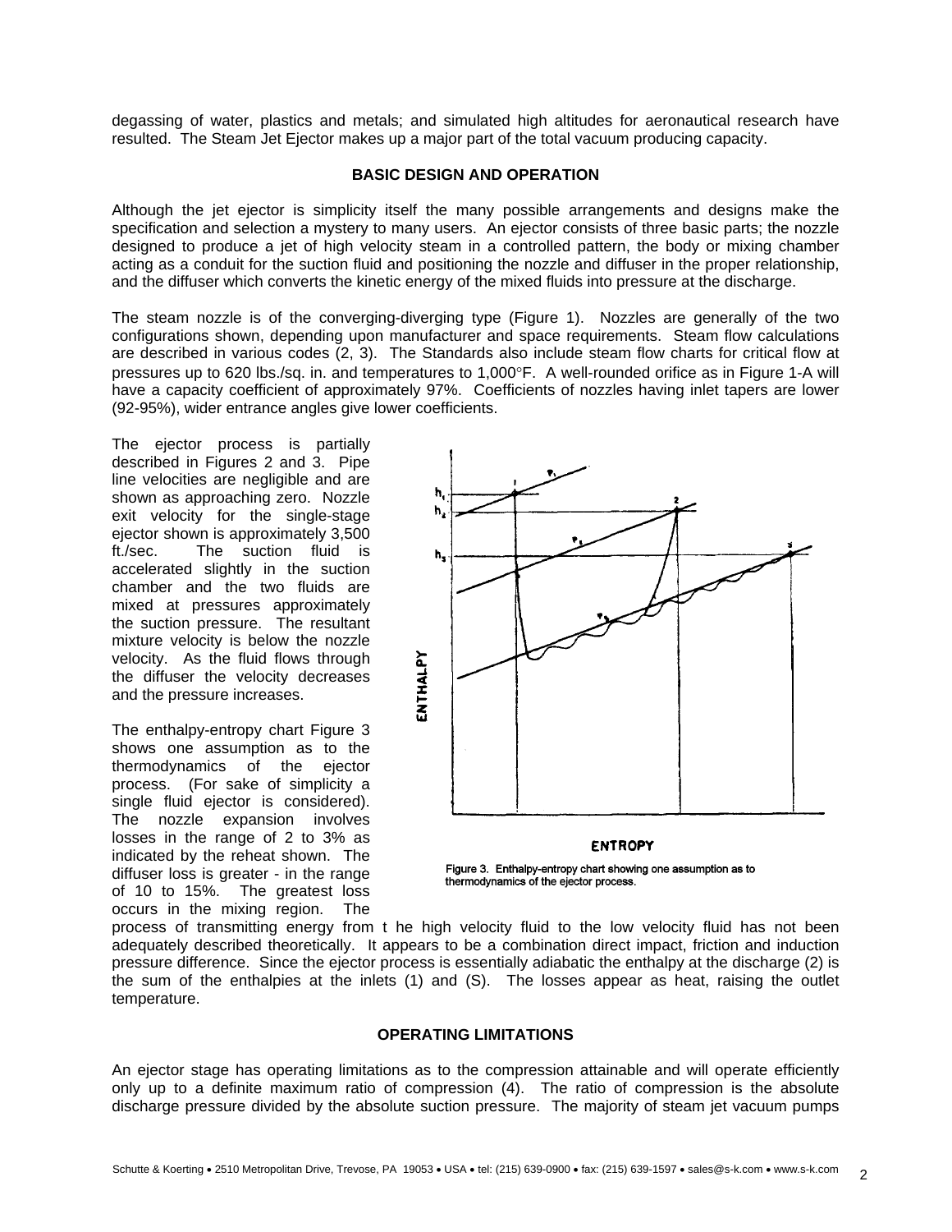degassing of water, plastics and metals; and simulated high altitudes for aeronautical research have resulted. The Steam Jet Ejector makes up a major part of the total vacuum producing capacity.

## BASIC DESIGN AND OPERATION

Although the jet ejector is simplicity itself the many possible arrangements and designs make the specification and selection a mystery to many users. An ejector consists of three basic parts; the nozzle designed to produce a jet of high velocity steam in a controlled pattern, the body or mixing chamber acting as a conduit for the suction fluid and positioning the nozzle and diffuser in the proper relationship, and the diffuser which converts the kinetic energy of the mixed fluids into pressure at the discharge.

The steam nozzle is of the converging-diverging type (Figure 1). Nozzles are generally of the two configurations shown, depending upon manufacturer and space requirements. Steam flow calculations are described in various codes (2, 3). The Standards also include steam flow charts for critical flow at pressures up to 620 lbs./sq. in. and temperatures to 1,000°F. A well-rounded orifice as in Figure 1-A will have a capacity coefficient of approximately 97%. Coefficients of nozzles having inlet tapers are lower (92-95%), wider entrance angles give lower coefficients.

The ejector process is partially described in Figures 2 and 3. Pipe line velocities are negligible and are shown as approaching zero. Nozzle exit velocity for the single-stage ejector shown is approximately 3,500 ft./sec. The suction fluid is accelerated slightly in the suction chamber and the two fluids are mixed at pressures approximately the suction pressure. The resultant mixture velocity is below the nozzle velocity. As the fluid flows through the diffuser the velocity decreases and the pressure increases.

Figure 3. Enthalpy-entropy chart showing one assumption as to thermodynamics of the ejector process.

The enthalpy-entropy chart Figure 3 shows one assumption as to the thermodynamics of the ejector process. (For sake of simplicity a single fluid ejector is considered). The nozzle expansion involves losses in the range of 2 to 3% as indicated by the reheat shown. The diffuser loss is greater - in the range of 10 to 15%. The greatest loss occurs in the mixing region. The process of transmitting energy from t he high velocity fluid to the low velocity fluid has not been adequately described theoretically. It appears to be a combination direct impact, friction and induction pressure difference. Since the ejector process is essentially adiabatic the enthalpy at the discharge (2) is the sum of the enthalpies at the inlets (1) and (S). The losses appear as heat, raising the outlet temperature.

## OPERATING LIMITATIONS

An ejector stage has operating limitations as to the compression attainable and will operate efficiently only up to a definite maximum ratio of compression (4). The ratio of compression is the absolute discharge pressure divided by the absolute suction pressure. The majority of steam jet vacuum pumps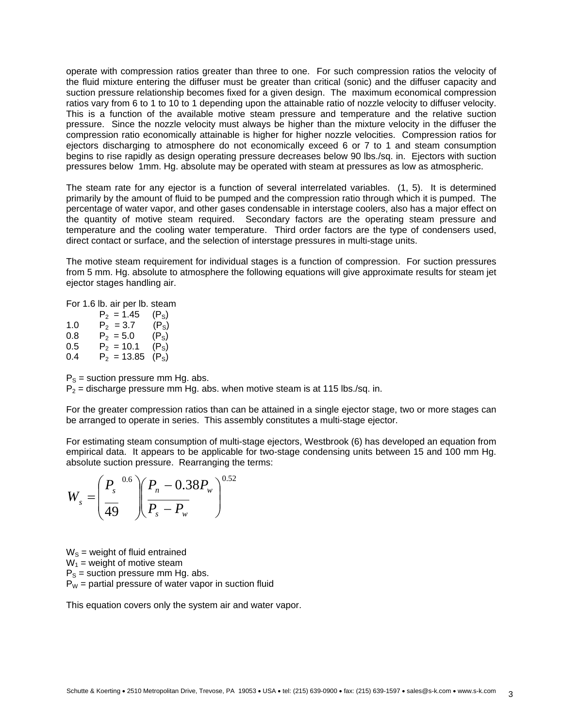operate with compression ratios greater than three to one. For such compression ratios the velocity of the fluid mixture entering the diffuser must be greater than critical (sonic) and the diffuser capacity and suction pressure relationship becomes fixed for a given design. The maximum economical compression ratios vary from 6 to 1 to 10 to 1 depending upon the attainable ratio of nozzle velocity to diffuser velocity. This is a function of the available motive steam pressure and temperature and the relative suction pressure. Since the nozzle velocity must always be higher than the mixture velocity in the diffuser the compression ratio economically attainable is higher for higher nozzle velocities. Compression ratios for ejectors discharging to atmosphere do not economically exceed 6 or 7 to 1 and steam consumption begins to rise rapidly as design operating pressure decreases below 90 lbs./sq. in. Ejectors with suction pressures below 1mm. Hg. absolute may be operated with steam at pressures as low as atmospheric.

The steam rate for any ejector is a function of several interrelated variables. (1, 5). It is determined primarily by the amount of fluid to be pumped and the compression ratio through which it is pumped. The percentage of water vapor, and other gases condensable in interstage coolers, also has a major effect on the quantity of motive steam required. Secondary factors are the operating steam pressure and temperature and the cooling water temperature. Third order factors are the type of condensers used, direct contact or surface, and the selection of interstage pressures in multi-stage units.

The motive steam requirement for individual stages is a function of compression. For suction pressures from 5 mm. Hg. absolute to atmosphere the following equations will give approximate results for steam jet ejector stages handling air.

For 1.6 lb. air per lb. steam $P_2 = 1.45 \quad (P_S)$

1.0 $\quad P_2 = 3.7 \quad (P_S)$

0.8 $\quad P_2 = 5.0 \quad (P_S)$

0.5 $\quad P_2 = 10.1 \quad (P_S)$

0.4 $\quad P_2 = 13.85 \quad (P_S)$

$P_S$ = suction pressure mm Hg. abs.
$P_2$ = discharge pressure mm Hg. abs. when motive steam is at 115 lbs./sq. in.

For the greater compression ratios than can be attained in a single ejector stage, two or more stages can be arranged to operate in series. This assembly constitutes a multi-stage ejector.

For estimating steam consumption of multi-stage ejectors, Westbrook (6) has developed an equation from empirical data. It appears to be applicable for two-stage condensing units between 15 and 100 mm Hg. absolute suction pressure. Rearranging the terms:

$$W_s = \left( \frac{P_s^{\ 0.6}}{49} \right) \left( \frac{P_n - 0.38 P_w}{P_s - P_w} \right)^{0.52}$$

$W_S$ = weight of fluid entrained
$W_1$ = weight of motive steam
$P_S$ = suction pressure mm Hg. abs.
$P_W$ = partial pressure of water vapor in suction fluid

This equation covers only the system air and water vapor.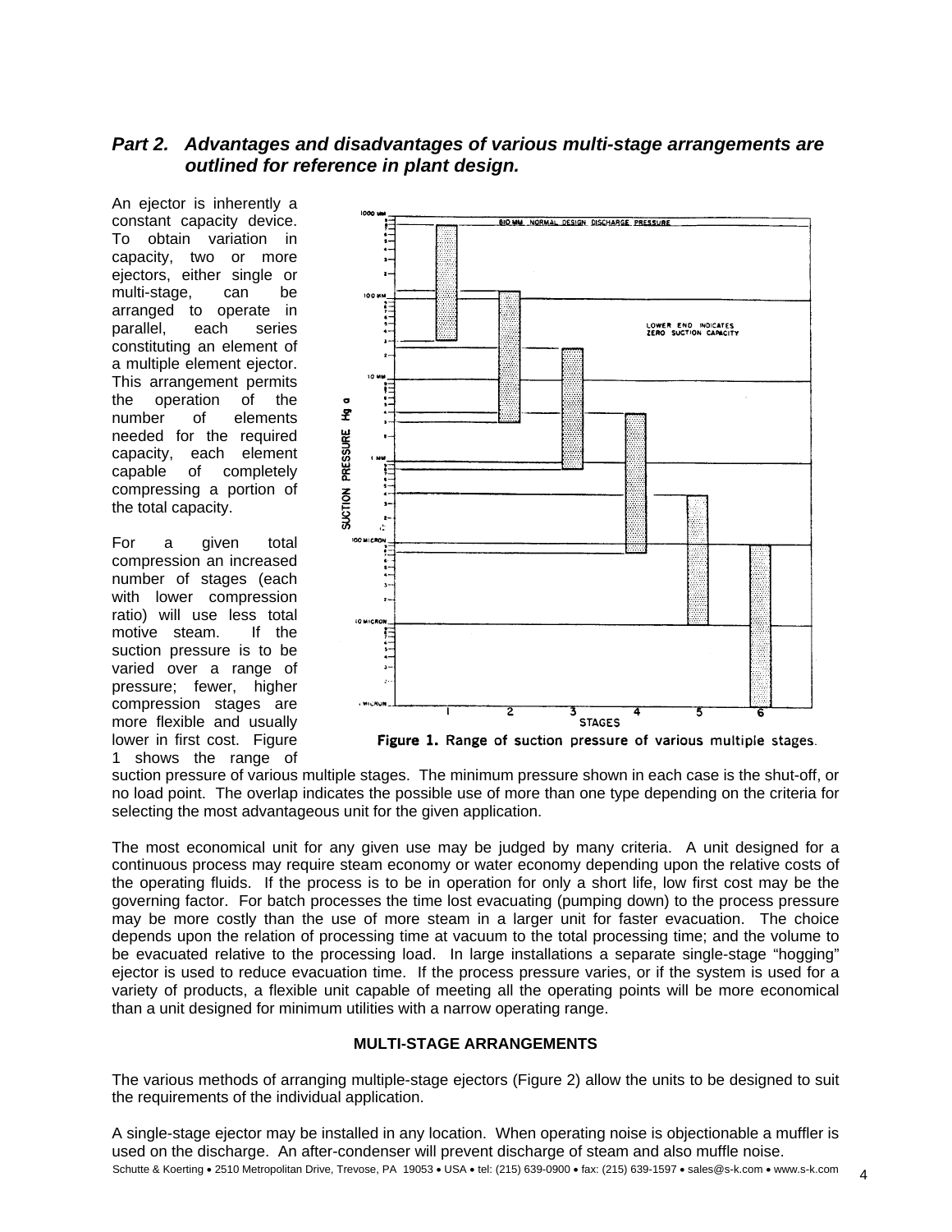### *Part 2. Advantages and disadvantages of various multi-stage arrangements are outlined for reference in plant design.*

An ejector is inherently a constant capacity device. To obtain variation in capacity, two or more ejectors, either single or multi-stage, can be arranged to operate in parallel, each series constituting an element of a multiple element ejector. This arrangement permits the operation of the number of elements needed for the required capacity, each element capable of completely compressing a portion of the total capacity.

For a given total compression an increased number of stages (each with lower compression ratio) will use less total motive steam. If the suction pressure is to be varied over a range of pressure; fewer, higher compression stages are more flexible and usually lower in first cost. Figure 1 shows the range of suction pressure of various multiple stages. The minimum pressure shown in each case is the shut-off, or no load point. The overlap indicates the possible use of more than one type depending on the criteria for selecting the most advantageous unit for the given application.

**Figure 1.** Range of suction pressure of various multiple stages.

The most economical unit for any given use may be judged by many criteria. A unit designed for a continuous process may require steam economy or water economy depending upon the relative costs of the operating fluids. If the process is to be in operation for only a short life, low first cost may be the governing factor. For batch processes the time lost evacuating (pumping down) to the process pressure may be more costly than the use of more steam in a larger unit for faster evacuation. The choice depends upon the relation of processing time at vacuum to the total processing time; and the volume to be evacuated relative to the processing load. In large installations a separate single-stage "hogging" ejector is used to reduce evacuation time. If the process pressure varies, or if the system is used for a variety of products, a flexible unit capable of meeting all the operating points will be more economical than a unit designed for minimum utilities with a narrow operating range.

**MULTI-STAGE ARRANGEMENTS**

The various methods of arranging multiple-stage ejectors (Figure 2) allow the units to be designed to suit the requirements of the individual application.

A single-stage ejector may be installed in any location. When operating noise is objectionable a muffler is used on the discharge. An after-condenser will prevent discharge of steam and also muffle noise.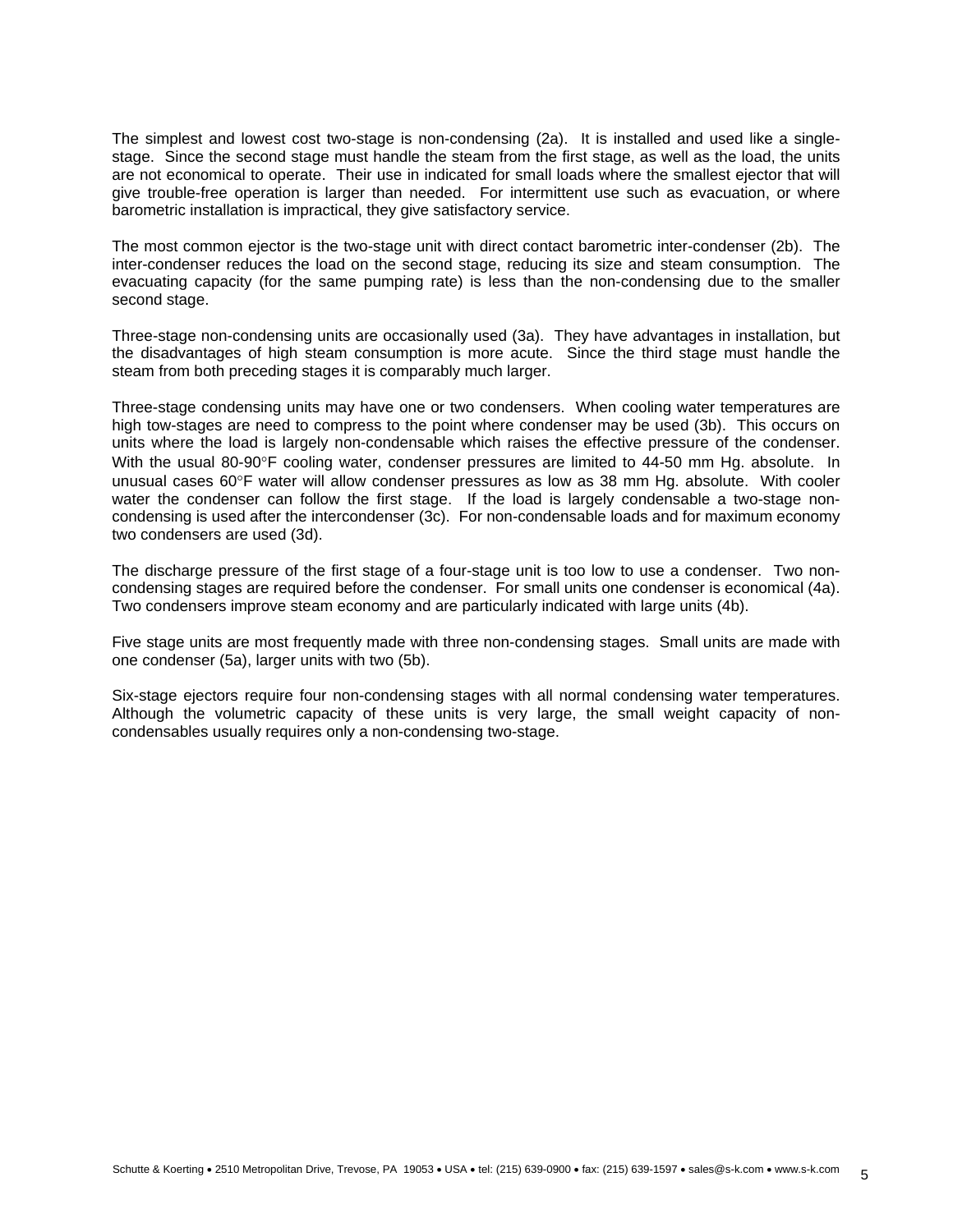The simplest and lowest cost two-stage is non-condensing (2a). It is installed and used like a single-stage. Since the second stage must handle the steam from the first stage, as well as the load, the units are not economical to operate. Their use in indicated for small loads where the smallest ejector that will give trouble-free operation is larger than needed. For intermittent use such as evacuation, or where barometric installation is impractical, they give satisfactory service.

The most common ejector is the two-stage unit with direct contact barometric inter-condenser (2b). The inter-condenser reduces the load on the second stage, reducing its size and steam consumption. The evacuating capacity (for the same pumping rate) is less than the non-condensing due to the smaller second stage.

Three-stage non-condensing units are occasionally used (3a). They have advantages in installation, but the disadvantages of high steam consumption is more acute. Since the third stage must handle the steam from both preceding stages it is comparably much larger.

Three-stage condensing units may have one or two condensers. When cooling water temperatures are high tow-stages are need to compress to the point where condenser may be used (3b). This occurs on units where the load is largely non-condensable which raises the effective pressure of the condenser. With the usual 80-90°F cooling water, condenser pressures are limited to 44-50 mm Hg. absolute. In unusual cases 60°F water will allow condenser pressures as low as 38 mm Hg. absolute. With cooler water the condenser can follow the first stage. If the load is largely condensable a two-stage non-condensing is used after the intercondenser (3c). For non-condensable loads and for maximum economy two condensers are used (3d).

The discharge pressure of the first stage of a four-stage unit is too low to use a condenser. Two non-condensing stages are required before the condenser. For small units one condenser is economical (4a). Two condensers improve steam economy and are particularly indicated with large units (4b).

Five stage units are most frequently made with three non-condensing stages. Small units are made with one condenser (5a), larger units with two (5b).

Six-stage ejectors require four non-condensing stages with all normal condensing water temperatures. Although the volumetric capacity of these units is very large, the small weight capacity of non-condensables usually requires only a non-condensing two-stage.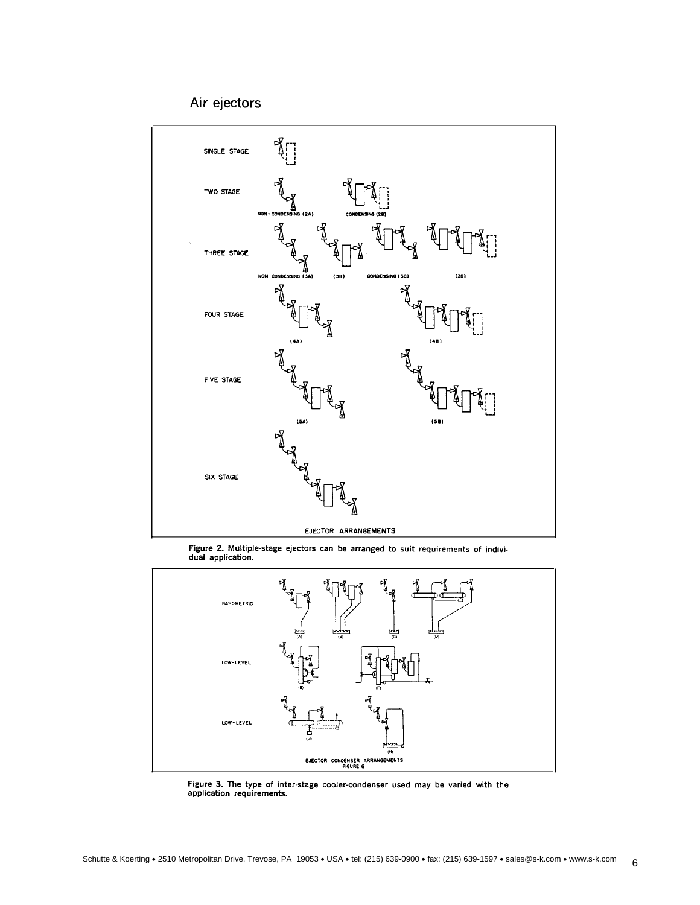## Air ejectors

SINGLE STAGE

TWO STAGE

NON-CONDENSING (2A) CONDENSING (2B)

THREE STAGE

NON-CONDENSING (3A) (3B) CONDENSING (3C) (3D)

FOUR STAGE

(4A) (4B)

FIVE STAGE

(5A) (5B)

SIX STAGE

EJECTOR ARRANGEMENTS

**Figure 2.** Multiple-stage ejectors can be arranged to suit requirements of individual application.

BAROMETRIC

(A) (B) (C) (D)

LOW-LEVEL

(E) (F)

LOW-LEVEL

(G) (H)

EJECTOR CONDENSER ARRANGEMENTS
FIGURE 6

**Figure 3.** The type of inter-stage cooler-condenser used may be varied with the application requirements.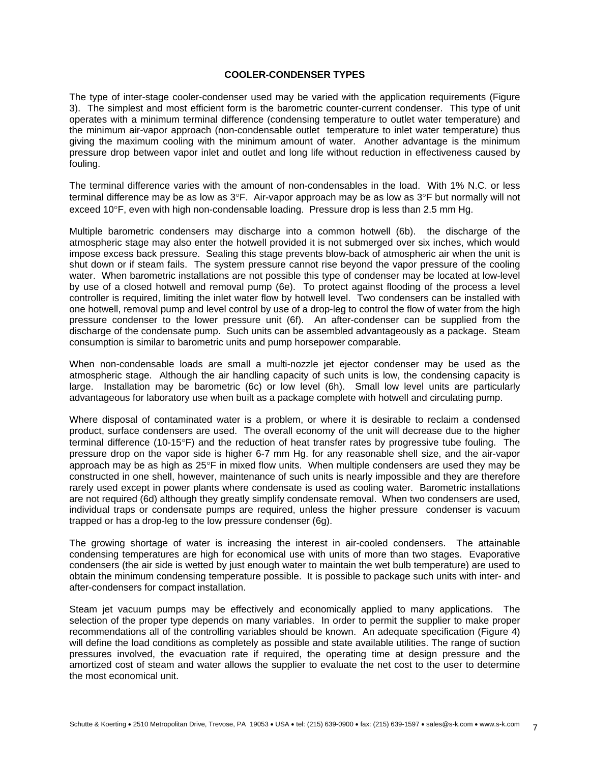## COOLER-CONDENSER TYPES

The type of inter-stage cooler-condenser used may be varied with the application requirements (Figure 3). The simplest and most efficient form is the barometric counter-current condenser. This type of unit operates with a minimum terminal difference (condensing temperature to outlet water temperature) and the minimum air-vapor approach (non-condensable outlet temperature to inlet water temperature) thus giving the maximum cooling with the minimum amount of water. Another advantage is the minimum pressure drop between vapor inlet and outlet and long life without reduction in effectiveness caused by fouling.

The terminal difference varies with the amount of non-condensables in the load. With 1% N.C. or less terminal difference may be as low as 3°F. Air-vapor approach may be as low as 3°F but normally will not exceed 10°F, even with high non-condensable loading. Pressure drop is less than 2.5 mm Hg.

Multiple barometric condensers may discharge into a common hotwell (6b). the discharge of the atmospheric stage may also enter the hotwell provided it is not submerged over six inches, which would impose excess back pressure. Sealing this stage prevents blow-back of atmospheric air when the unit is shut down or if steam fails. The system pressure cannot rise beyond the vapor pressure of the cooling water. When barometric installations are not possible this type of condenser may be located at low-level by use of a closed hotwell and removal pump (6e). To protect against flooding of the process a level controller is required, limiting the inlet water flow by hotwell level. Two condensers can be installed with one hotwell, removal pump and level control by use of a drop-leg to control the flow of water from the high pressure condenser to the lower pressure unit (6f). An after-condenser can be supplied from the discharge of the condensate pump. Such units can be assembled advantageously as a package. Steam consumption is similar to barometric units and pump horsepower comparable.

When non-condensable loads are small a multi-nozzle jet ejector condenser may be used as the atmospheric stage. Although the air handling capacity of such units is low, the condensing capacity is large. Installation may be barometric (6c) or low level (6h). Small low level units are particularly advantageous for laboratory use when built as a package complete with hotwell and circulating pump.

Where disposal of contaminated water is a problem, or where it is desirable to reclaim a condensed product, surface condensers are used. The overall economy of the unit will decrease due to the higher terminal difference (10-15°F) and the reduction of heat transfer rates by progressive tube fouling. The pressure drop on the vapor side is higher 6-7 mm Hg. for any reasonable shell size, and the air-vapor approach may be as high as 25°F in mixed flow units. When multiple condensers are used they may be constructed in one shell, however, maintenance of such units is nearly impossible and they are therefore rarely used except in power plants where condensate is used as cooling water. Barometric installations are not required (6d) although they greatly simplify condensate removal. When two condensers are used, individual traps or condensate pumps are required, unless the higher pressure condenser is vacuum trapped or has a drop-leg to the low pressure condenser (6g).

The growing shortage of water is increasing the interest in air-cooled condensers. The attainable condensing temperatures are high for economical use with units of more than two stages. Evaporative condensers (the air side is wetted by just enough water to maintain the wet bulb temperature) are used to obtain the minimum condensing temperature possible. It is possible to package such units with inter- and after-condensers for compact installation.

Steam jet vacuum pumps may be effectively and economically applied to many applications. The selection of the proper type depends on many variables. In order to permit the supplier to make proper recommendations all of the controlling variables should be known. An adequate specification (Figure 4) will define the load conditions as completely as possible and state available utilities. The range of suction pressures involved, the evacuation rate if required, the operating time at design pressure and the amortized cost of steam and water allows the supplier to evaluate the net cost to the user to determine the most economical unit.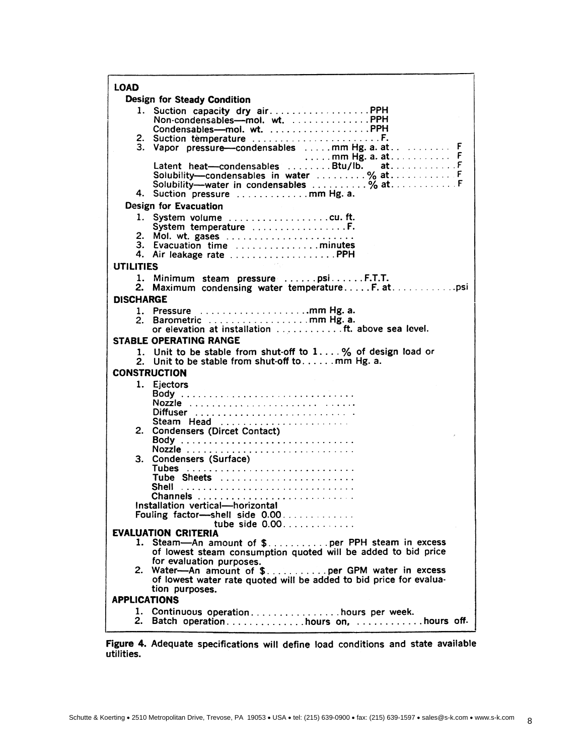**LOAD**

**Design for Steady Condition**

1. Suction capacity dry air..................PPH
   Non-condensables—mol. wt. ..............PPH
   Condensables—mol. wt. ..................PPH
2. Suction temperature .......................F.
3. Vapor pressure—condensables .....mm Hg. a. at.. ........ F
   .....mm Hg. a. at........... F
   Latent heat—condensables ........Btu/lb. at............F
   Solubility—condensables in water .........% at........... F
   Solubility—water in condensables ..........% at............F
4. Suction pressure .............mm Hg. a.

**Design for Evacuation**

1. System volume ...................cu. ft.
   System temperature .................F.
2. Mol. wt. gases .......................
3. Evacuation time ...............minutes
4. Air leakage rate ...................PPH

**UTILITIES**

1. Minimum steam pressure ......psi......F.T.T.
2. Maximum condensing water temperature.....F. at............psi

**DISCHARGE**

1. Pressure ....................mm Hg. a.
2. Barometric ..................mm Hg. a.
   or elevation at installation ............ft. above sea level.

**STABLE OPERATING RANGE**

1. Unit to be stable from shut-off to 1....% of design load or
2. Unit to be stable from shut-off to......mm Hg. a.

**CONSTRUCTION**

1. Ejectors
   Body ...............................
   Nozzle ......................  ......
   Diffuser ........................... .
   Steam Head .......................
2. Condensers (Dircet Contact)
   Body ..............................
   Nozzle ..............................
3. Condensers (Surface)
   Tubes ..............................
   Tube Sheets .........................
   Shell ..............................
   Channels ............................

Installation vertical—horizontal
Fouling factor—shell side 0.00.............
tube side 0.00.............

**EVALUATION CRITERIA**

1. Steam—An amount of $...........per PPH steam in excess of lowest steam consumption quoted will be added to bid price for evaluation purposes.
2. Water—An amount of $...........per GPM water in excess of lowest water rate quoted will be added to bid price for evaluation purposes.

**APPLICATIONS**

1. Continuous operation................hours per week.
2. Batch operation..............hours on, ............hours off.

**Figure 4.** Adequate specifications will define load conditions and state available utilities.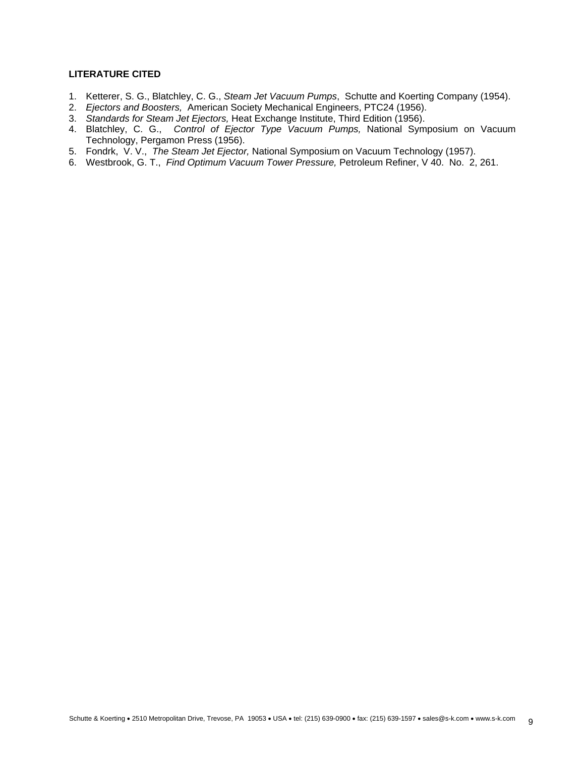**LITERATURE CITED**

1. Ketterer, S. G., Blatchley, C. G., *Steam Jet Vacuum Pumps*, Schutte and Koerting Company (1954).
2. *Ejectors and Boosters,* American Society Mechanical Engineers, PTC24 (1956).
3. *Standards for Steam Jet Ejectors,* Heat Exchange Institute, Third Edition (1956).
4. Blatchley, C. G., *Control of Ejector Type Vacuum Pumps,* National Symposium on Vacuum Technology, Pergamon Press (1956).
5. Fondrk, V. V., *The Steam Jet Ejector,* National Symposium on Vacuum Technology (1957).
6. Westbrook, G. T., *Find Optimum Vacuum Tower Pressure,* Petroleum Refiner, V 40. No. 2, 261.